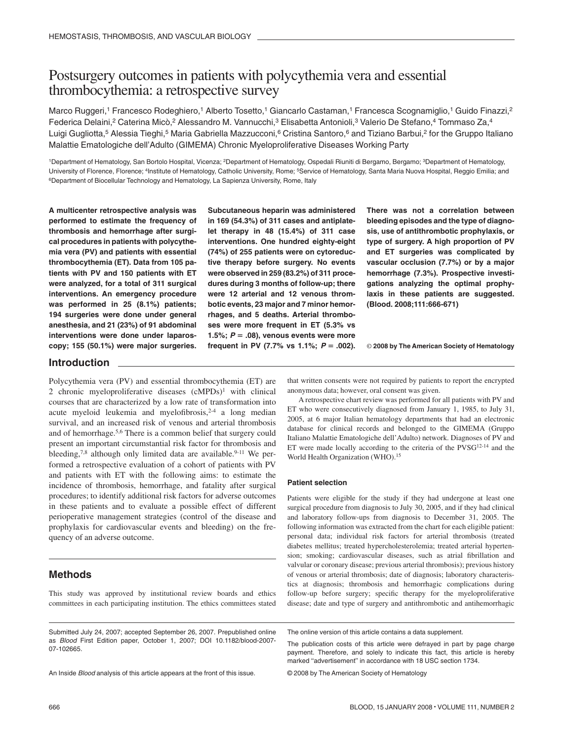# Postsurgery outcomes in patients with polycythemia vera and essential thrombocythemia: a retrospective survey

Marco Ruggeri,[1] Francesco Rodeghiero,[1] Alberto Tosetto,[1] Giancarlo Castaman,[1] Francesca Scognamiglio,[1] Guido Finazzi,[2] Federica Delaini,[2] Caterina Micò,[2] Alessandro M. Vannucchi,[3] Elisabetta Antonioli,[3] Valerio De Stefano,[4] Tommaso Za,[4] Luigi Gugliotta,[5] Alessia Tieghi,[5] Maria Gabriella Mazzucconi,[6] Cristina Santoro,[6] and Tiziano Barbui,[2] for the Gruppo Italiano Malattie Ematologiche dell'Adulto (GIMEMA) Chronic Myeloproliferative Diseases Working Party

[1]Department of Hematology, San Bortolo Hospital, Vicenza; [2]Department of Hematology, Ospedali Riuniti di Bergamo, Bergamo; [3]Department of Hematology, University of Florence, Florence; [4]Institute of Hematology, Catholic University, Rome; [5]Service of Hematology, Santa Maria Nuova Hospital, Reggio Emilia; and [6]Department of Biocellular Technology and Hematology, La Sapienza University, Rome, Italy

**A multicenter retrospective analysis was performed to estimate the frequency of thrombosis and hemorrhage after surgical procedures in patients with polycythemia vera (PV) and patients with essential thrombocythemia (ET). Data from 105 patients with PV and 150 patients with ET were analyzed, for a total of 311 surgical interventions. An emergency procedure was performed in 25 (8.1%) patients; 194 surgeries were done under general anesthesia, and 21 (23%) of 91 abdominal interventions were done under laparoscopy; 155 (50.1%) were major surgeries. Subcutaneous heparin was administered in 169 (54.3%) of 311 cases and antiplatelet therapy in 48 (15.4%) of 311 case interventions. One hundred eighty-eight (74%) of 255 patients were on cytoreductive therapy before surgery. No events were observed in 259 (83.2%) of 311 procedures during 3 months of follow-up; there were 12 arterial and 12 venous thrombotic events, 23 major and 7 minor hemorrhages, and 5 deaths. Arterial thromboses were more frequent in ET (5.3% vs 1.5%; $P = .08$), venous events were more frequent in PV (7.7% vs 1.1%; $P = .002$). There was not a correlation between bleeding episodes and the type of diagnosis, use of antithrombotic prophylaxis, or type of surgery. A high proportion of PV and ET surgeries was complicated by vascular occlusion (7.7%) or by a major hemorrhage (7.3%). Prospective investigations analyzing the optimal prophylaxis in these patients are suggested. (Blood. 2008;111:666-671)**

© 2008 by The American Society of Hematology

## Introduction

Polycythemia vera (PV) and essential thrombocythemia (ET) are 2 chronic myeloproliferative diseases (cMPDs)[1] with clinical courses that are characterized by a low rate of transformation into acute myeloid leukemia and myelofibrosis,[2-4] a long median survival, and an increased risk of venous and arterial thrombosis and of hemorrhage.[5,6] There is a common belief that surgery could present an important circumstantial risk factor for thrombosis and bleeding,[7,8] although only limited data are available.[9-11] We performed a retrospective evaluation of a cohort of patients with PV and patients with ET with the following aims: to estimate the incidence of thrombosis, hemorrhage, and fatality after surgical procedures; to identify additional risk factors for adverse outcomes in these patients and to evaluate a possible effect of different perioperative management strategies (control of the disease and prophylaxis for cardiovascular events and bleeding) on the frequency of an adverse outcome.

## Methods

This study was approved by institutional review boards and ethics committees in each participating institution. The ethics committees stated that written consents were not required by patients to report the encrypted anonymous data; however, oral consent was given.

A retrospective chart review was performed for all patients with PV and ET who were consecutively diagnosed from January 1, 1985, to July 31, 2005, at 6 major Italian hematology departments that had an electronic database for clinical records and belonged to the GIMEMA (Gruppo Italiano Malattie Ematologiche dell'Adulto) network. Diagnoses of PV and ET were made locally according to the criteria of the PVSG[12-14] and the World Health Organization (WHO).[15]

### Patient selection

Patients were eligible for the study if they had undergone at least one surgical procedure from diagnosis to July 30, 2005, and if they had clinical and laboratory follow-ups from diagnosis to December 31, 2005. The following information was extracted from the chart for each eligible patient: personal data; individual risk factors for arterial thrombosis (treated diabetes mellitus; treated hypercholesterolemia; treated arterial hypertension; smoking; cardiovascular diseases, such as atrial fibrillation and valvular or coronary disease; previous arterial thrombosis); previous history of venous or arterial thrombosis; date of diagnosis; laboratory characteristics at diagnosis; thrombosis and hemorrhagic complications during follow-up before surgery; specific therapy for the myeloproliferative disease; date and type of surgery and antithrombotic and antihemorrhagic

Submitted July 24, 2007; accepted September 26, 2007. Prepublished online as *Blood* First Edition paper, October 1, 2007; DOI 10.1182/blood-2007-07-102665.

An Inside *Blood* analysis of this article appears at the front of this issue.

The online version of this article contains a data supplement.

The publication costs of this article were defrayed in part by page charge payment. Therefore, and solely to indicate this fact, this article is hereby marked "advertisement" in accordance with 18 USC section 1734.

© 2008 by The American Society of Hematology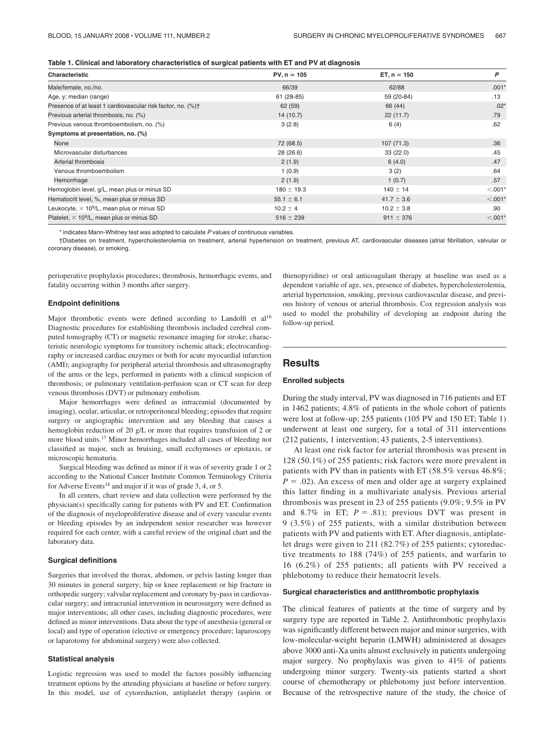**Table 1. Clinical and laboratory characteristics of surgical patients with ET and PV at diagnosis**

| Characteristic | PV, n = 105 | ET, n = 150 | P |
|---|---|---|---|
| Male/female, no./no. | 66/39 | 62/88 | .001* |
| Age, y; median (range) | 61 (28-85) | 59 (20-84) | .13 |
| Presence of at least 1 cardiovascular risk factor, no. (%)† | 62 (59) | 66 (44) | .02* |
| Previous arterial thrombosis, no. (%) | 14 (10.7) | 22 (11.7) | .79 |
| Previous venous thromboembolism, no. (%) | 3 (2.8) | 6 (4) | .62 |
| **Symptoms at presentation, no. (%)** | | | |
| None | 72 (68.5) | 107 (71.3) | .36 |
| Microvascular disturbances | 28 (26.6) | 33 (22.0) | .45 |
| Arterial thrombosis | 2 (1.9) | 6 (4.0) | .47 |
| Venous thromboembolism | 1 (0.9) | 3 (2) | .64 |
| Hemorrhage | 2 (1.9) | 1 (0.7) | .57 |
| Hemoglobin level, g/L, mean plus or minus SD | 180 ± 19.3 | 140 ± 14 | <.001* |
| Hematocrit level, %, mean plus or minus SD | 55.1 ± 6.1 | 41.7 ± 3.6 | <.001* |
| Leukocyte, $\times 10^9$/L, mean plus or minus SD | 10.2 ± 4 | 10.2 ± 3.8 | .90 |
| Platelet, $\times 10^9$/L, mean plus or minus SD | 516 ± 239 | 911 ± 376 | <.001* |

\* indicates Mann-Whitney test was adopted to calculate *P* values of continuous variables.

†Diabetes on treatment, hypercholesterolemia on treatment, arterial hypertension on treatment, previous AT, cardiovascular diseases (atrial fibrillation, valvular or coronary disease), or smoking.

perioperative prophylaxis procedures; thrombosis, hemorrhagic events, and fatality occurring within 3 months after surgery.

### Endpoint definitions

Major thrombotic events were defined according to Landolfi et al[16] Diagnostic procedures for establishing thrombosis included cerebral computed tomography (CT) or magnetic resonance imaging for stroke; characteristic neurologic symptoms for transitory ischemic attack; electrocardiography or increased cardiac enzymes or both for acute myocardial infarction (AMI); angiography for peripheral arterial thrombosis and ultrasonography of the arms or the legs, performed in patients with a clinical suspicion of thrombosis; or pulmonary ventilation-perfusion scan or CT scan for deep venous thrombosis (DVT) or pulmonary embolism.

Major hemorrhages were defined as intracranial (documented by imaging), ocular, articular, or retroperitoneal bleeding; episodes that require surgery or angiographic intervention and any bleeding that causes a hemoglobin reduction of 20 g/L or more that requires transfusion of 2 or more blood units.[17] Minor hemorrhages included all cases of bleeding not classified as major, such as bruising, small ecchymoses or epistaxis, or microscopic hematuria.

Surgical bleeding was defined as minor if it was of severity grade 1 or 2 according to the National Cancer Institute Common Terminology Criteria for Adverse Events[18] and major if it was of grade 3, 4, or 5.

In all centers, chart review and data collection were performed by the physician(s) specifically caring for patients with PV and ET. Confirmation of the diagnosis of myeloproliferative disease and of every vascular events or bleeding episodes by an independent senior researcher was however required for each center, with a careful review of the original chart and the laboratory data.

### Surgical definitions

Surgeries that involved the thorax, abdomen, or pelvis lasting longer than 30 minutes in general surgery; hip or knee replacement or hip fracture in orthopedic surgery; valvular replacement and coronary by-pass in cardiovascular surgery; and intracranial intervention in neurosurgery were defined as major interventions; all other cases, including diagnostic procedures, were defined as minor interventions. Data about the type of anesthesia (general or local) and type of operation (elective or emergency procedure; laparoscopy or laparotomy for abdominal surgery) were also collected.

### Statistical analysis

Logistic regression was used to model the factors possibly influencing treatment options by the attending physicians at baseline or before surgery. In this model, use of cytoreduction, antiplatelet therapy (aspirin or thienopyridine) or oral anticoagulant therapy at baseline was used as a dependent variable of age, sex, presence of diabetes, hypercholesterolemia, arterial hypertension, smoking, previous cardiovascular disease, and previous history of venous or arterial thrombosis. Cox regression analysis was used to model the probability of developing an endpoint during the follow-up period.

## Results

### Enrolled subjects

During the study interval, PV was diagnosed in 716 patients and ET in 1462 patients; 4.8% of patients in the whole cohort of patients were lost at follow-up; 255 patients (105 PV and 150 ET; Table 1) underwent at least one surgery, for a total of 311 interventions (212 patients, 1 intervention; 43 patients, 2-5 interventions).

At least one risk factor for arterial thrombosis was present in 128 (50.1%) of 255 patients; risk factors were more prevalent in patients with PV than in patients with ET (58.5% versus 46.8%; $P = .02$). An excess of men and older age at surgery explained this latter finding in a multivariate analysis. Previous arterial thrombosis was present in 23 of 255 patients (9.0%; 9.5% in PV and 8.7% in ET; $P = .81$); previous DVT was present in 9 (3.5%) of 255 patients, with a similar distribution between patients with PV and patients with ET. After diagnosis, antiplatelet drugs were given to 211 (82.7%) of 255 patients; cytoreductive treatments to 188 (74%) of 255 patients, and warfarin to 16 (6.2%) of 255 patients; all patients with PV received a phlebotomy to reduce their hematocrit levels.

### Surgical characteristics and antithrombotic prophylaxis

The clinical features of patients at the time of surgery and by surgery type are reported in Table 2. Antithrombotic prophylaxis was significantly different between major and minor surgeries, with low-molecular-weight heparin (LMWH) administered at dosages above 3000 anti-Xa units almost exclusively in patients undergoing major surgery. No prophylaxis was given to 41% of patients undergoing minor surgery. Twenty-six patients started a short course of chemotherapy or phlebotomy just before intervention. Because of the retrospective nature of the study, the choice of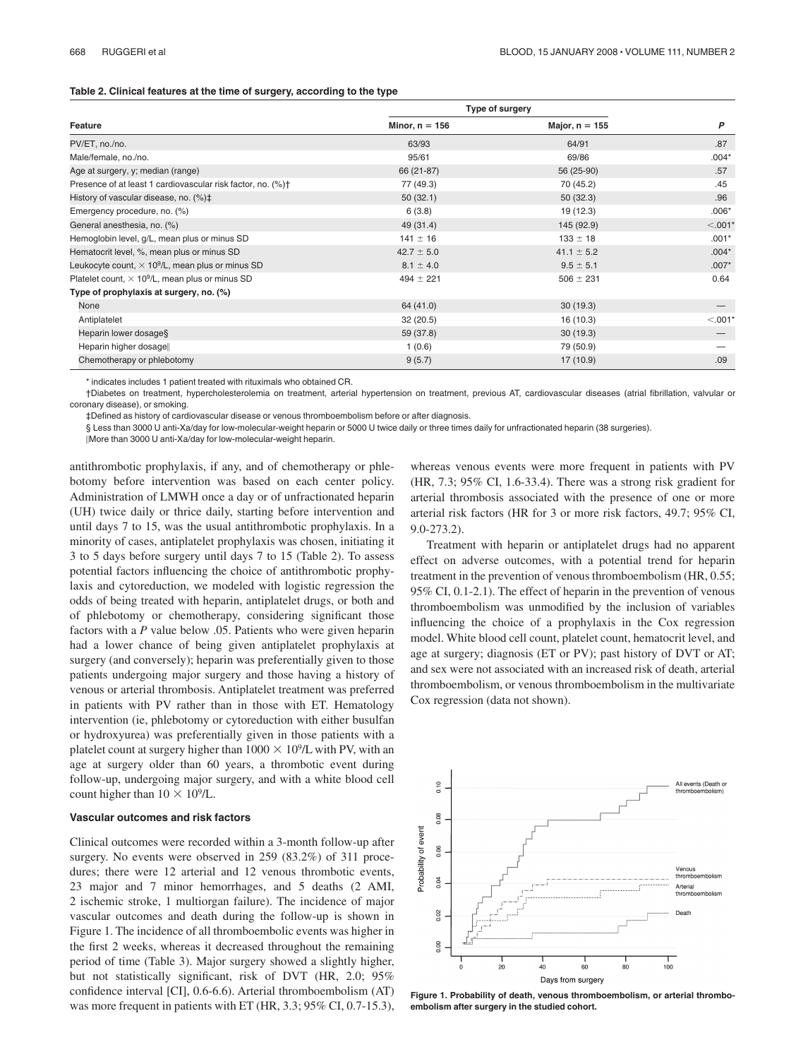**Table 2. Clinical features at the time of surgery, according to the type**

| Feature | Type of surgery | | P |
|---|---|---|---|
| | Minor, n = 156 | Major, n = 155 | |
| PV/ET, no./no. | 63/93 | 64/91 | .87 |
| Male/female, no./no. | 95/61 | 69/86 | .004* |
| Age at surgery, y; median (range) | 66 (21-87) | 56 (25-90) | .57 |
| Presence of at least 1 cardiovascular risk factor, no. (%)† | 77 (49.3) | 70 (45.2) | .45 |
| History of vascular disease, no. (%)‡ | 50 (32.1) | 50 (32.3) | .96 |
| Emergency procedure, no. (%) | 6 (3.8) | 19 (12.3) | .006* |
| General anesthesia, no. (%) | 49 (31.4) | 145 (92.9) | <.001* |
| Hemoglobin level, g/L, mean plus or minus SD | 141 ± 16 | 133 ± 18 | .001* |
| Hematocrit level, %, mean plus or minus SD | 42.7 ± 5.0 | 41.1 ± 5.2 | .004* |
| Leukocyte count, $\times 10^9$/L, mean plus or minus SD | 8.1 ± 4.0 | 9.5 ± 5.1 | .007* |
| Platelet count, $\times 10^9$/L, mean plus or minus SD | 494 ± 221 | 506 ± 231 | 0.64 |
| **Type of prophylaxis at surgery, no. (%)** | | | |
| None | 64 (41.0) | 30 (19.3) | — |
| Antiplatelet | 32 (20.5) | 16 (10.3) | <.001* |
| Heparin lower dosage§ | 59 (37.8) | 30 (19.3) | — |
| Heparin higher dosage‖ | 1 (0.6) | 79 (50.9) | — |
| Chemotherapy or phlebotomy | 9 (5.7) | 17 (10.9) | .09 |

\* indicates includes 1 patient treated with rituximals who obtained CR.

†Diabetes on treatment, hypercholesterolemia on treatment, arterial hypertension on treatment, previous AT, cardiovascular diseases (atrial fibrillation, valvular or coronary disease), or smoking.

‡Defined as history of cardiovascular disease or venous thromboembolism before or after diagnosis.

§ Less than 3000 U anti-Xa/day for low-molecular-weight heparin or 5000 U twice daily or three times daily for unfractionated heparin (38 surgeries).

‖More than 3000 U anti-Xa/day for low-molecular-weight heparin.

antithrombotic prophylaxis, if any, and of chemotherapy or phlebotomy before intervention was based on each center policy. Administration of LMWH once a day or of unfractionated heparin (UH) twice daily or thrice daily, starting before intervention and until days 7 to 15, was the usual antithrombotic prophylaxis. In a minority of cases, antiplatelet prophylaxis was chosen, initiating it 3 to 5 days before surgery until days 7 to 15 (Table 2). To assess potential factors influencing the choice of antithrombotic prophylaxis and cytoreduction, we modeled with logistic regression the odds of being treated with heparin, antiplatelet drugs, or both and of phlebotomy or chemotherapy, considering significant those factors with a *P* value below .05. Patients who were given heparin had a lower chance of being given antiplatelet prophylaxis at surgery (and conversely); heparin was preferentially given to those patients undergoing major surgery and those having a history of venous or arterial thrombosis. Antiplatelet treatment was preferred in patients with PV rather than in those with ET. Hematology intervention (ie, phlebotomy or cytoreduction with either busulfan or hydroxyurea) was preferentially given in those patients with a platelet count at surgery higher than $1000 \times 10^9$/L with PV, with an age at surgery older than 60 years, a thrombotic event during follow-up, undergoing major surgery, and with a white blood cell count higher than $10 \times 10^9$/L.

### Vascular outcomes and risk factors

Clinical outcomes were recorded within a 3-month follow-up after surgery. No events were observed in 259 (83.2%) of 311 procedures; there were 12 arterial and 12 venous thrombotic events, 23 major and 7 minor hemorrhages, and 5 deaths (2 AMI, 2 ischemic stroke, 1 multiorgan failure). The incidence of major vascular outcomes and death during the follow-up is shown in Figure 1. The incidence of all thromboembolic events was higher in the first 2 weeks, whereas it decreased throughout the remaining period of time (Table 3). Major surgery showed a slightly higher, but not statistically significant, risk of DVT (HR, 2.0; 95% confidence interval [CI], 0.6-6.6). Arterial thromboembolism (AT) was more frequent in patients with ET (HR, 3.3; 95% CI, 0.7-15.3), whereas venous events were more frequent in patients with PV (HR, 7.3; 95% CI, 1.6-33.4). There was a strong risk gradient for arterial thrombosis associated with the presence of one or more arterial risk factors (HR for 3 or more risk factors, 49.7; 95% CI, 9.0-273.2).

Treatment with heparin or antiplatelet drugs had no apparent effect on adverse outcomes, with a potential trend for heparin treatment in the prevention of venous thromboembolism (HR, 0.55; 95% CI, 0.1-2.1). The effect of heparin in the prevention of venous thromboembolism was unmodified by the inclusion of variables influencing the choice of a prophylaxis in the Cox regression model. White blood cell count, platelet count, hematocrit level, and age at surgery; diagnosis (ET or PV); past history of DVT or AT; and sex were not associated with an increased risk of death, arterial thromboembolism, or venous thromboembolism in the multivariate Cox regression (data not shown).

**Figure 1. Probability of death, venous thromboembolism, or arterial thromboembolism after surgery in the studied cohort.**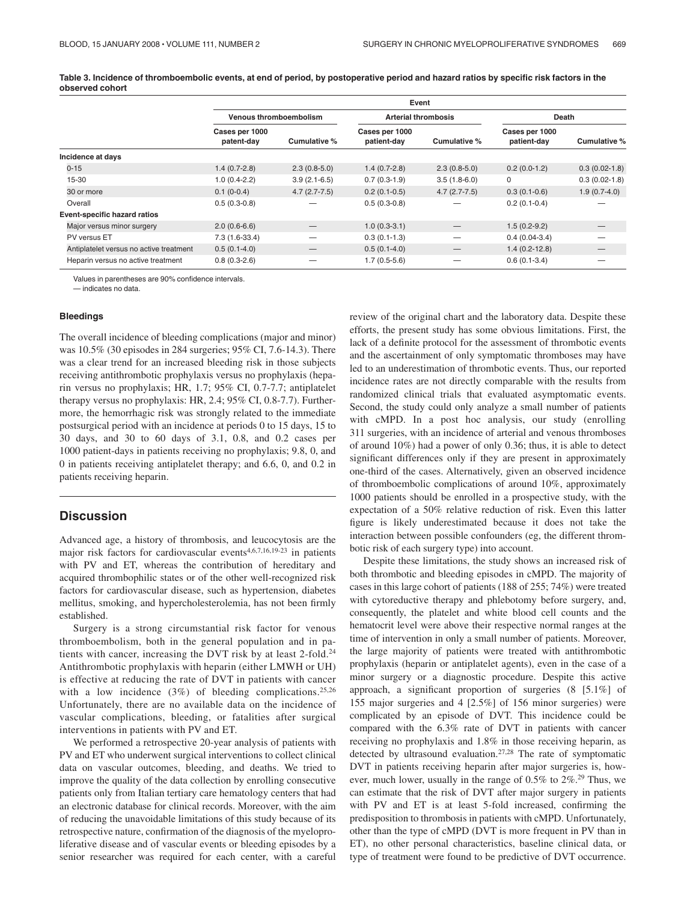**Table 3. Incidence of thromboembolic events, at end of period, by postoperative period and hazard ratios by specific risk factors in the observed cohort**

| | Event | | | | | |
|---|---|---|---|---|---|---|
| | Venous thromboembolism | | Arterial thrombosis | | Death | |
| | Cases per 1000 patient-day | Cumulative % | Cases per 1000 patient-day | Cumulative % | Cases per 1000 patient-day | Cumulative % |
| **Incidence at days** | | | | | | |
| 0-15 | 1.4 (0.7-2.8) | 2.3 (0.8-5.0) | 1.4 (0.7-2.8) | 2.3 (0.8-5.0) | 0.2 (0.0-1.2) | 0.3 (0.02-1.8) |
| 15-30 | 1.0 (0.4-2.2) | 3.9 (2.1-6.5) | 0.7 (0.3-1.9) | 3.5 (1.8-6.0) | 0 | 0.3 (0.02-1.8) |
| 30 or more | 0.1 (0-0.4) | 4.7 (2.7-7.5) | 0.2 (0.1-0.5) | 4.7 (2.7-7.5) | 0.3 (0.1-0.6) | 1.9 (0.7-4.0) |
| Overall | 0.5 (0.3-0.8) | — | 0.5 (0.3-0.8) | — | 0.2 (0.1-0.4) | — |
| **Event-specific hazard ratios** | | | | | | |
| Major versus minor surgery | 2.0 (0.6-6.6) | — | 1.0 (0.3-3.1) | — | 1.5 (0.2-9.2) | — |
| PV versus ET | 7.3 (1.6-33.4) | — | 0.3 (0.1-1.3) | — | 0.4 (0.04-3.4) | — |
| Antiplatelet versus no active treatment | 0.5 (0.1-4.0) | — | 0.5 (0.1-4.0) | — | 1.4 (0.2-12.8) | — |
| Heparin versus no active treatment | 0.8 (0.3-2.6) | — | 1.7 (0.5-5.6) | — | 0.6 (0.1-3.4) | — |

Values in parentheses are 90% confidence intervals.

— indicates no data.

### Bleedings

The overall incidence of bleeding complications (major and minor) was 10.5% (30 episodes in 284 surgeries; 95% CI, 7.6-14.3). There was a clear trend for an increased bleeding risk in those subjects receiving antithrombotic prophylaxis versus no prophylaxis (heparin versus no prophylaxis; HR, 1.7; 95% CI, 0.7-7.7; antiplatelet therapy versus no prophylaxis: HR, 2.4; 95% CI, 0.8-7.7). Furthermore, the hemorrhagic risk was strongly related to the immediate postsurgical period with an incidence at periods 0 to 15 days, 15 to 30 days, and 30 to 60 days of 3.1, 0.8, and 0.2 cases per 1000 patient-days in patients receiving no prophylaxis; 9.8, 0, and 0 in patients receiving antiplatelet therapy; and 6.6, 0, and 0.2 in patients receiving heparin.

## Discussion

Advanced age, a history of thrombosis, and leucocytosis are the major risk factors for cardiovascular events[4,6,7,16,19-23] in patients with PV and ET, whereas the contribution of hereditary and acquired thrombophilic states or of the other well-recognized risk factors for cardiovascular disease, such as hypertension, diabetes mellitus, smoking, and hypercholesterolemia, has not been firmly established.

Surgery is a strong circumstantial risk factor for venous thromboembolism, both in the general population and in patients with cancer, increasing the DVT risk by at least 2-fold.[24] Antithrombotic prophylaxis with heparin (either LMWH or UH) is effective at reducing the rate of DVT in patients with cancer with a low incidence (3%) of bleeding complications.[25,26] Unfortunately, there are no available data on the incidence of vascular complications, bleeding, or fatalities after surgical interventions in patients with PV and ET.

We performed a retrospective 20-year analysis of patients with PV and ET who underwent surgical interventions to collect clinical data on vascular outcomes, bleeding, and deaths. We tried to improve the quality of the data collection by enrolling consecutive patients only from Italian tertiary care hematology centers that had an electronic database for clinical records. Moreover, with the aim of reducing the unavoidable limitations of this study because of its retrospective nature, confirmation of the diagnosis of the myeloproliferative disease and of vascular events or bleeding episodes by a senior researcher was required for each center, with a careful review of the original chart and the laboratory data. Despite these efforts, the present study has some obvious limitations. First, the lack of a definite protocol for the assessment of thrombotic events and the ascertainment of only symptomatic thromboses may have led to an underestimation of thrombotic events. Thus, our reported incidence rates are not directly comparable with the results from randomized clinical trials that evaluated asymptomatic events. Second, the study could only analyze a small number of patients with cMPD. In a post hoc analysis, our study (enrolling 311 surgeries, with an incidence of arterial and venous thromboses of around 10%) had a power of only 0.36; thus, it is able to detect significant differences only if they are present in approximately one-third of the cases. Alternatively, given an observed incidence of thromboembolic complications of around 10%, approximately 1000 patients should be enrolled in a prospective study, with the expectation of a 50% relative reduction of risk. Even this latter figure is likely underestimated because it does not take the interaction between possible confounders (eg, the different thrombotic risk of each surgery type) into account.

Despite these limitations, the study shows an increased risk of both thrombotic and bleeding episodes in cMPD. The majority of cases in this large cohort of patients (188 of 255; 74%) were treated with cytoreductive therapy and phlebotomy before surgery, and, consequently, the platelet and white blood cell counts and the hematocrit level were above their respective normal ranges at the time of intervention in only a small number of patients. Moreover, the large majority of patients were treated with antithrombotic prophylaxis (heparin or antiplatelet agents), even in the case of a minor surgery or a diagnostic procedure. Despite this active approach, a significant proportion of surgeries (8 [5.1%] of 155 major surgeries and 4 [2.5%] of 156 minor surgeries) were complicated by an episode of DVT. This incidence could be compared with the 6.3% rate of DVT in patients with cancer receiving no prophylaxis and 1.8% in those receiving heparin, as detected by ultrasound evaluation.[27,28] The rate of symptomatic DVT in patients receiving heparin after major surgeries is, however, much lower, usually in the range of 0.5% to 2%.[29] Thus, we can estimate that the risk of DVT after major surgery in patients with PV and ET is at least 5-fold increased, confirming the predisposition to thrombosis in patients with cMPD. Unfortunately, other than the type of cMPD (DVT is more frequent in PV than in ET), no other personal characteristics, baseline clinical data, or type of treatment were found to be predictive of DVT occurrence.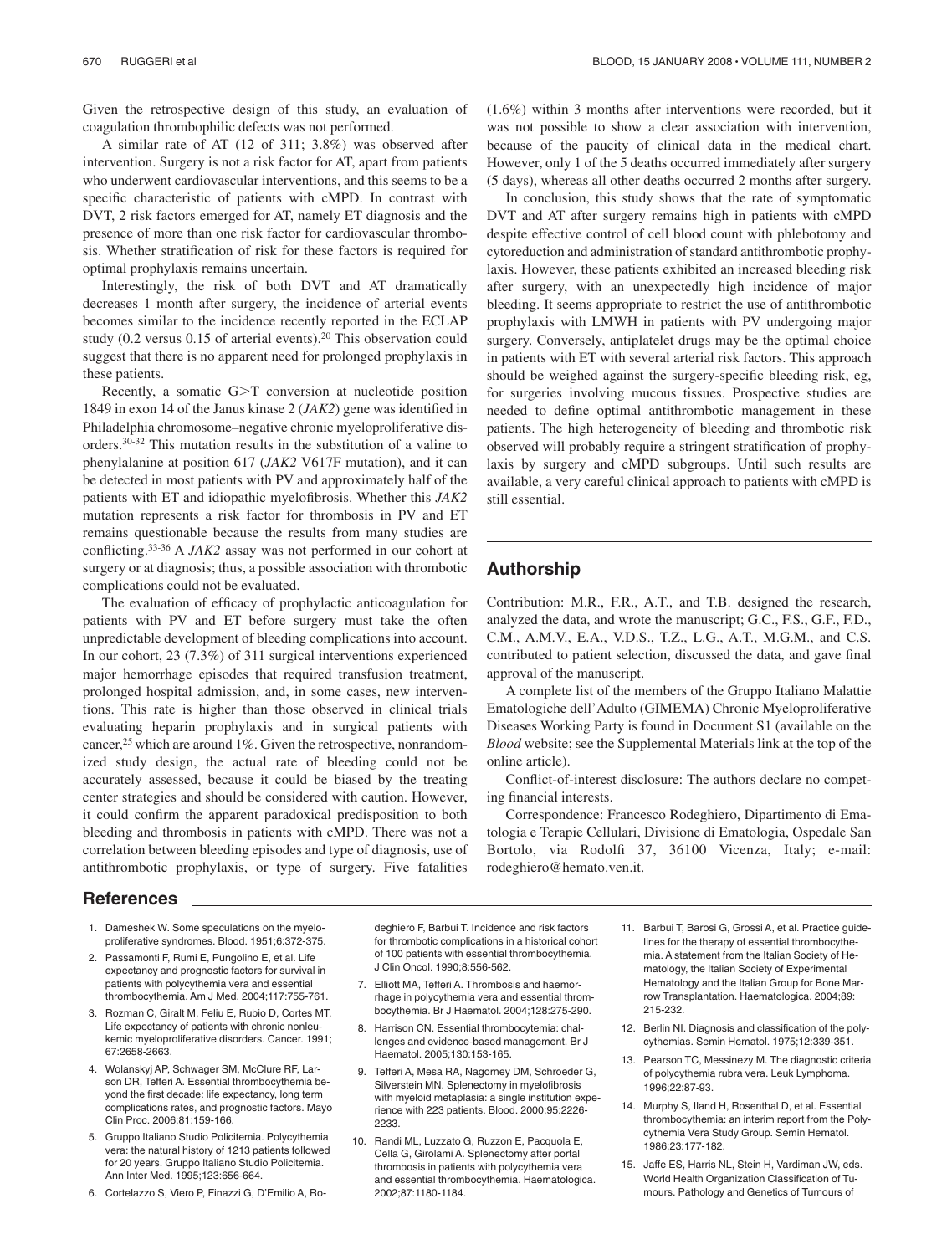Given the retrospective design of this study, an evaluation of coagulation thrombophilic defects was not performed.

A similar rate of AT (12 of 311; 3.8%) was observed after intervention. Surgery is not a risk factor for AT, apart from patients who underwent cardiovascular interventions, and this seems to be a specific characteristic of patients with cMPD. In contrast with DVT, 2 risk factors emerged for AT, namely ET diagnosis and the presence of more than one risk factor for cardiovascular thrombosis. Whether stratification of risk for these factors is required for optimal prophylaxis remains uncertain.

Interestingly, the risk of both DVT and AT dramatically decreases 1 month after surgery, the incidence of arterial events becomes similar to the incidence recently reported in the ECLAP study (0.2 versus 0.15 of arterial events).[20] This observation could suggest that there is no apparent need for prolonged prophylaxis in these patients.

Recently, a somatic G>T conversion at nucleotide position 1849 in exon 14 of the Janus kinase 2 (*JAK2*) gene was identified in Philadelphia chromosome–negative chronic myeloproliferative disorders.[30-32] This mutation results in the substitution of a valine to phenylalanine at position 617 (*JAK2* V617F mutation), and it can be detected in most patients with PV and approximately half of the patients with ET and idiopathic myelofibrosis. Whether this *JAK2* mutation represents a risk factor for thrombosis in PV and ET remains questionable because the results from many studies are conflicting.[33-36] A *JAK2* assay was not performed in our cohort at surgery or at diagnosis; thus, a possible association with thrombotic complications could not be evaluated.

The evaluation of efficacy of prophylactic anticoagulation for patients with PV and ET before surgery must take the often unpredictable development of bleeding complications into account. In our cohort, 23 (7.3%) of 311 surgical interventions experienced major hemorrhage episodes that required transfusion treatment, prolonged hospital admission, and, in some cases, new interventions. This rate is higher than those observed in clinical trials evaluating heparin prophylaxis and in surgical patients with cancer,[25] which are around 1%. Given the retrospective, nonrandomized study design, the actual rate of bleeding could not be accurately assessed, because it could be biased by the treating center strategies and should be considered with caution. However, it could confirm the apparent paradoxical predisposition to both bleeding and thrombosis in patients with cMPD. There was not a correlation between bleeding episodes and type of diagnosis, use of antithrombotic prophylaxis, or type of surgery. Five fatalities (1.6%) within 3 months after interventions were recorded, but it was not possible to show a clear association with intervention, because of the paucity of clinical data in the medical chart. However, only 1 of the 5 deaths occurred immediately after surgery (5 days), whereas all other deaths occurred 2 months after surgery.

In conclusion, this study shows that the rate of symptomatic DVT and AT after surgery remains high in patients with cMPD despite effective control of cell blood count with phlebotomy and cytoreduction and administration of standard antithrombotic prophylaxis. However, these patients exhibited an increased bleeding risk after surgery, with an unexpectedly high incidence of major bleeding. It seems appropriate to restrict the use of antithrombotic prophylaxis with LMWH in patients with PV undergoing major surgery. Conversely, antiplatelet drugs may be the optimal choice in patients with ET with several arterial risk factors. This approach should be weighed against the surgery-specific bleeding risk, eg, for surgeries involving mucous tissues. Prospective studies are needed to define optimal antithrombotic management in these patients. The high heterogeneity of bleeding and thrombotic risk observed will probably require a stringent stratification of prophylaxis by surgery and cMPD subgroups. Until such results are available, a very careful clinical approach to patients with cMPD is still essential.

## Authorship

Contribution: M.R., F.R., A.T., and T.B. designed the research, analyzed the data, and wrote the manuscript; G.C., F.S., G.F., F.D., C.M., A.M.V., E.A., V.D.S., T.Z., L.G., A.T., M.G.M., and C.S. contributed to patient selection, discussed the data, and gave final approval of the manuscript.

A complete list of the members of the Gruppo Italiano Malattie Ematologiche dell'Adulto (GIMEMA) Chronic Myeloproliferative Diseases Working Party is found in Document S1 (available on the *Blood* website; see the Supplemental Materials link at the top of the online article).

Conflict-of-interest disclosure: The authors declare no competing financial interests.

Correspondence: Francesco Rodeghiero, Dipartimento di Ematologia e Terapie Cellulari, Divisione di Ematologia, Ospedale San Bortolo, via Rodolfi 37, 36100 Vicenza, Italy; e-mail: rodeghiero@hemato.ven.it.

## References

1. Dameshek W. Some speculations on the myeloproliferative syndromes. Blood. 1951;6:372-375.
2. Passamonti F, Rumi E, Pungolino E, et al. Life expectancy and prognostic factors for survival in patients with polycythemia vera and essential thrombocythemia. Am J Med. 2004;117:755-761.
3. Rozman C, Giralt M, Feliu E, Rubio D, Cortes MT. Life expectancy of patients with chronic nonleukemic myeloproliferative disorders. Cancer. 1991; 67:2658-2663.
4. Wolanskyj AP, Schwager SM, McClure RF, Larson DR, Tefferi A. Essential thrombocythemia beyond the first decade: life expectancy, long term complications rates, and prognostic factors. Mayo Clin Proc. 2006;81:159-166.
5. Gruppo Italiano Studio Policitemia. Polycythemia vera: the natural history of 1213 patients followed for 20 years. Gruppo Italiano Studio Policitemia. Ann Inter Med. 1995;123:656-664.
6. Cortelazzo S, Viero P, Finazzi G, D'Emilio A, Rodeghiero F, Barbui T. Incidence and risk factors for thrombotic complications in a historical cohort of 100 patients with essential thrombocythemia. J Clin Oncol. 1990;8:556-562.
7. Elliott MA, Tefferi A. Thrombosis and haemorrhage in polycythemia vera and essential thrombocythemia. Br J Haematol. 2004;128:275-290.
8. Harrison CN. Essential thrombocythemia: challenges and evidence-based management. Br J Haematol. 2005;130:153-165.
9. Tefferi A, Mesa RA, Nagorney DM, Schroeder G, Silverstein MN. Splenectomy in myelofibrosis with myeloid metaplasia: a single institution experience with 223 patients. Blood. 2000;95:2226-2233.
10. Randi ML, Luzzato G, Ruzzon E, Pacquola E, Cella G, Girolami A. Splenectomy after portal thrombosis in patients with polycythemia vera and essential thrombocythemia. Haematologica. 2002;87:1180-1184.
11. Barbui T, Barosi G, Grossi A, et al. Practice guidelines for the therapy of essential thrombocythemia. A statement from the Italian Society of Hematology, the Italian Society of Experimental Hematology and the Italian Group for Bone Marrow Transplantation. Haematologica. 2004;89: 215-232.
12. Berlin NI. Diagnosis and classification of the polycythemias. Semin Hematol. 1975;12:339-351.
13. Pearson TC, Messinezy M. The diagnostic criteria of polycythemia rubra vera. Leuk Lymphoma. 1996;22:87-93.
14. Murphy S, Iland H, Rosenthal D, et al. Essential thrombocythemia: an interim report from the Polycythemia Vera Study Group. Semin Hematol. 1986;23:177-182.
15. Jaffe ES, Harris NL, Stein H, Vardiman JW, eds. World Health Organization Classification of Tumours. Pathology and Genetics of Tumours of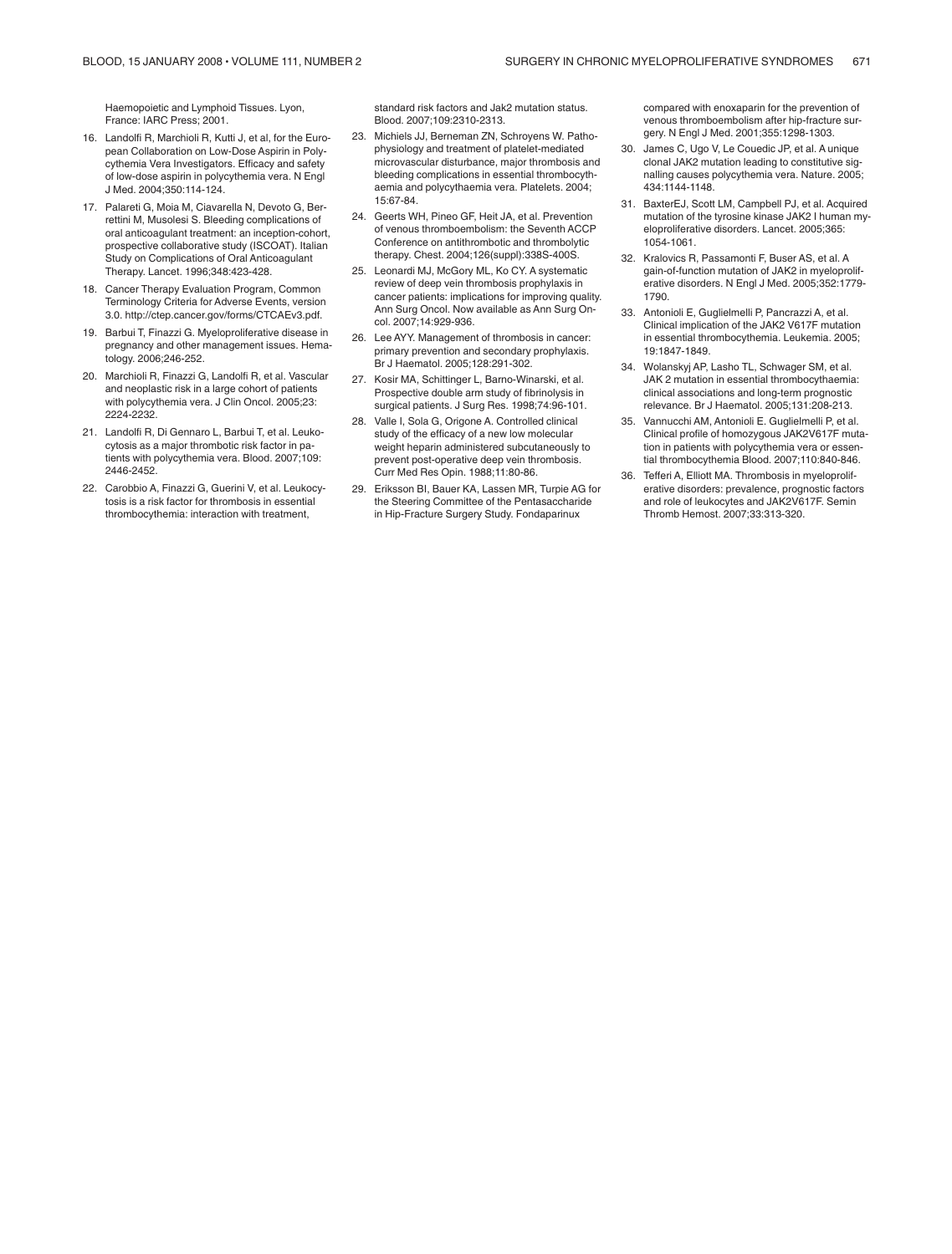Haemopoietic and Lymphoid Tissues. Lyon, France: IARC Press; 2001.

16. Landolfi R, Marchioli R, Kutti J, et al, for the European Collaboration on Low-Dose Aspirin in Polycythemia Vera Investigators. Efficacy and safety of low-dose aspirin in polycythemia vera. N Engl J Med. 2004;350:114-124.
17. Palareti G, Moia M, Ciavarella N, Devoto G, Berrettini M, Musolesi S. Bleeding complications of oral anticoagulant treatment: an inception-cohort, prospective collaborative study (ISCOAT). Italian Study on Complications of Oral Anticoagulant Therapy. Lancet. 1996;348:423-428.
18. Cancer Therapy Evaluation Program, Common Terminology Criteria for Adverse Events, version 3.0. http://ctep.cancer.gov/forms/CTCAEv3.pdf.
19. Barbui T, Finazzi G. Myeloproliferative disease in pregnancy and other management issues. Hematology. 2006;246-252.
20. Marchioli R, Finazzi G, Landolfi R, et al. Vascular and neoplastic risk in a large cohort of patients with polycythemia vera. J Clin Oncol. 2005;23: 2224-2232.
21. Landolfi R, Di Gennaro L, Barbui T, et al. Leukocytosis as a major thrombotic risk factor in patients with polycythemia vera. Blood. 2007;109: 2446-2452.
22. Carobbio A, Finazzi G, Guerini V, et al. Leukocytosis is a risk factor for thrombosis in essential thrombocythemia: interaction with treatment, standard risk factors and Jak2 mutation status. Blood. 2007;109:2310-2313.
23. Michiels JJ, Berneman ZN, Schroyens W. Pathophysiology and treatment of platelet-mediated microvascular disturbance, major thrombosis and bleeding complications in essential thrombocythaemia and polycythaemia vera. Platelets. 2004; 15:67-84.
24. Geerts WH, Pineo GF, Heit JA, et al. Prevention of venous thromboembolism: the Seventh ACCP Conference on antithrombotic and thrombolytic therapy. Chest. 2004;126(suppl):338S-400S.
25. Leonardi MJ, McGory ML, Ko CY. A systematic review of deep vein thrombosis prophylaxis in cancer patients: implications for improving quality. Ann Surg Oncol. Now available as Ann Surg Oncol. 2007;14:929-936.
26. Lee AYY. Management of thrombosis in cancer: primary prevention and secondary prophylaxis. Br J Haematol. 2005;128:291-302.
27. Kosir MA, Schittinger L, Barno-Winarski, et al. Prospective double arm study of fibrinolysis in surgical patients. J Surg Res. 1998;74:96-101.
28. Valle I, Sola G, Origone A. Controlled clinical study of the efficacy of a new low molecular weight heparin administered subcutaneously to prevent post-operative deep vein thrombosis. Curr Med Res Opin. 1988;11:80-86.
29. Eriksson BI, Bauer KA, Lassen MR, Turpie AG for the Steering Committee of the Pentasaccharide in Hip-Fracture Surgery Study. Fondaparinux compared with enoxaparin for the prevention of venous thromboembolism after hip-fracture surgery. N Engl J Med. 2001;355:1298-1303.
30. James C, Ugo V, Le Couedic JP, et al. A unique clonal JAK2 mutation leading to constitutive signalling causes polycythemia vera. Nature. 2005; 434:1144-1148.
31. BaxterEJ, Scott LM, Campbell PJ, et al. Acquired mutation of the tyrosine kinase JAK2 I human myeloproliferative disorders. Lancet. 2005;365: 1054-1061.
32. Kralovics R, Passamonti F, Buser AS, et al. A gain-of-function mutation of JAK2 in myeloproliferative disorders. N Engl J Med. 2005;352:1779-1790.
33. Antonioli E, Guglielmelli P, Pancrazzi A, et al. Clinical implication of the JAK2 V617F mutation in essential thrombocythemia. Leukemia. 2005; 19:1847-1849.
34. Wolanskyj AP, Lasho TL, Schwager SM, et al. JAK 2 mutation in essential thrombocythaemia: clinical associations and long-term prognostic relevance. Br J Haematol. 2005;131:208-213.
35. Vannucchi AM, Antonioli E. Guglielmelli P, et al. Clinical profile of homozygous JAK2V617F mutation in patients with polycythemia vera or essential thrombocythemia Blood. 2007;110:840-846.
36. Tefferi A, Elliott MA. Thrombosis in myeloproliferative disorders: prevalence, prognostic factors and role of leukocytes and JAK2V617F. Semin Thromb Hemost. 2007;33:313-320.